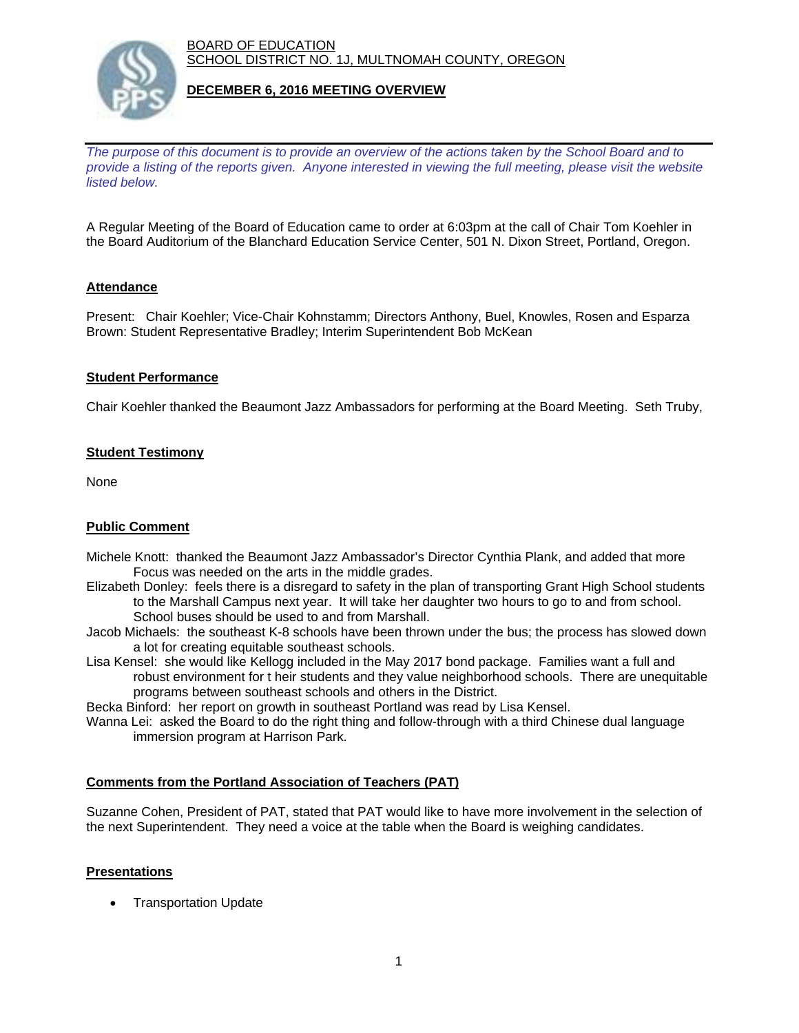BOARD OF EDUCATION
SCHOOL DISTRICT NO. 1J, MULTNOMAH COUNTY, OREGON

**DECEMBER 6, 2016 MEETING OVERVIEW**

*The purpose of this document is to provide an overview of the actions taken by the School Board and to provide a listing of the reports given. Anyone interested in viewing the full meeting, please visit the website listed below.*

A Regular Meeting of the Board of Education came to order at 6:03pm at the call of Chair Tom Koehler in the Board Auditorium of the Blanchard Education Service Center, 501 N. Dixon Street, Portland, Oregon.

## Attendance

Present: Chair Koehler; Vice-Chair Kohnstamm; Directors Anthony, Buel, Knowles, Rosen and Esparza Brown: Student Representative Bradley; Interim Superintendent Bob McKean

## Student Performance

Chair Koehler thanked the Beaumont Jazz Ambassadors for performing at the Board Meeting. Seth Truby,

## Student Testimony

None

## Public Comment

Michele Knott: thanked the Beaumont Jazz Ambassador's Director Cynthia Plank, and added that more Focus was needed on the arts in the middle grades.
Elizabeth Donley: feels there is a disregard to safety in the plan of transporting Grant High School students to the Marshall Campus next year. It will take her daughter two hours to go to and from school. School buses should be used to and from Marshall.
Jacob Michaels: the southeast K-8 schools have been thrown under the bus; the process has slowed down a lot for creating equitable southeast schools.
Lisa Kensel: she would like Kellogg included in the May 2017 bond package. Families want a full and robust environment for t heir students and they value neighborhood schools. There are unequitable programs between southeast schools and others in the District.
Becka Binford: her report on growth in southeast Portland was read by Lisa Kensel.
Wanna Lei: asked the Board to do the right thing and follow-through with a third Chinese dual language immersion program at Harrison Park.

## Comments from the Portland Association of Teachers (PAT)

Suzanne Cohen, President of PAT, stated that PAT would like to have more involvement in the selection of the next Superintendent. They need a voice at the table when the Board is weighing candidates.

## Presentations

- Transportation Update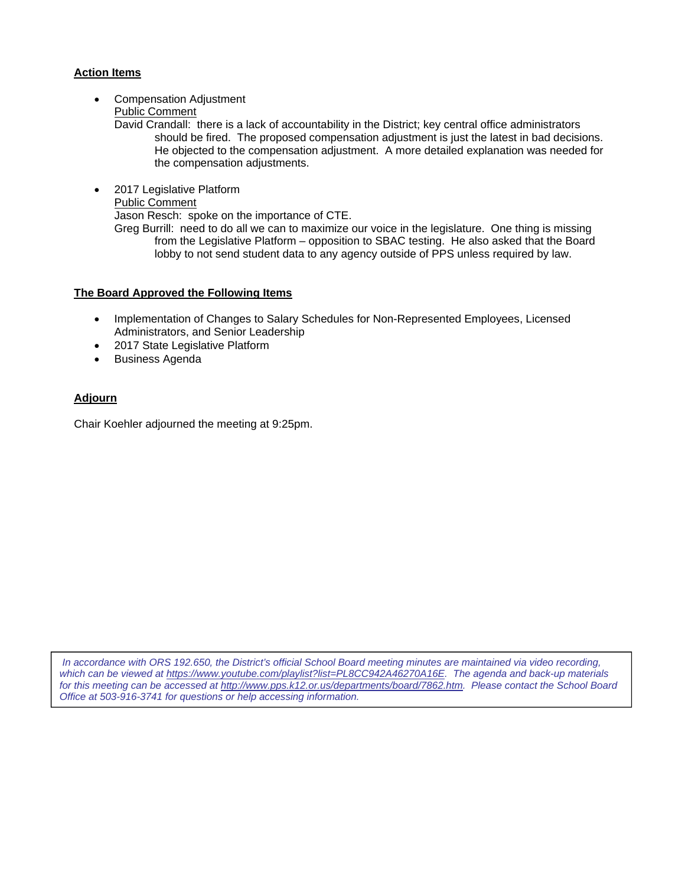**Action Items**

- Compensation Adjustment
  Public Comment
  David Crandall: there is a lack of accountability in the District; key central office administrators should be fired. The proposed compensation adjustment is just the latest in bad decisions. He objected to the compensation adjustment. A more detailed explanation was needed for the compensation adjustments.

- 2017 Legislative Platform
  Public Comment
  Jason Resch: spoke on the importance of CTE.
  Greg Burrill: need to do all we can to maximize our voice in the legislature. One thing is missing from the Legislative Platform – opposition to SBAC testing. He also asked that the Board lobby to not send student data to any agency outside of PPS unless required by law.

**The Board Approved the Following Items**

- Implementation of Changes to Salary Schedules for Non-Represented Employees, Licensed Administrators, and Senior Leadership
- 2017 State Legislative Platform
- Business Agenda

**Adjourn**

Chair Koehler adjourned the meeting at 9:25pm.

*In accordance with ORS 192.650, the District's official School Board meeting minutes are maintained via video recording, which can be viewed at https://www.youtube.com/playlist?list=PL8CC942A46270A16E. The agenda and back-up materials for this meeting can be accessed at http://www.pps.k12.or.us/departments/board/7862.htm. Please contact the School Board Office at 503-916-3741 for questions or help accessing information.*